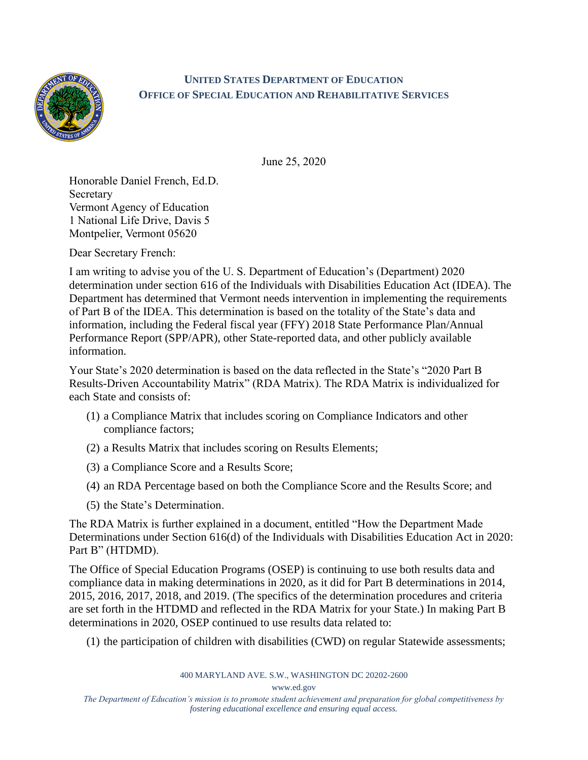**UNITED STATES DEPARTMENT OF EDUCATION**
**OFFICE OF SPECIAL EDUCATION AND REHABILITATIVE SERVICES**

June 25, 2020

Honorable Daniel French, Ed.D.
Secretary
Vermont Agency of Education
1 National Life Drive, Davis 5
Montpelier, Vermont 05620

Dear Secretary French:

I am writing to advise you of the U. S. Department of Education's (Department) 2020 determination under section 616 of the Individuals with Disabilities Education Act (IDEA). The Department has determined that Vermont needs intervention in implementing the requirements of Part B of the IDEA. This determination is based on the totality of the State's data and information, including the Federal fiscal year (FFY) 2018 State Performance Plan/Annual Performance Report (SPP/APR), other State-reported data, and other publicly available information.

Your State's 2020 determination is based on the data reflected in the State's "2020 Part B Results-Driven Accountability Matrix" (RDA Matrix). The RDA Matrix is individualized for each State and consists of:

(1) a Compliance Matrix that includes scoring on Compliance Indicators and other compliance factors;

(2) a Results Matrix that includes scoring on Results Elements;

(3) a Compliance Score and a Results Score;

(4) an RDA Percentage based on both the Compliance Score and the Results Score; and

(5) the State's Determination.

The RDA Matrix is further explained in a document, entitled "How the Department Made Determinations under Section 616(d) of the Individuals with Disabilities Education Act in 2020: Part B" (HTDMD).

The Office of Special Education Programs (OSEP) is continuing to use both results data and compliance data in making determinations in 2020, as it did for Part B determinations in 2014, 2015, 2016, 2017, 2018, and 2019. (The specifics of the determination procedures and criteria are set forth in the HTDMD and reflected in the RDA Matrix for your State.) In making Part B determinations in 2020, OSEP continued to use results data related to:

(1) the participation of children with disabilities (CWD) on regular Statewide assessments;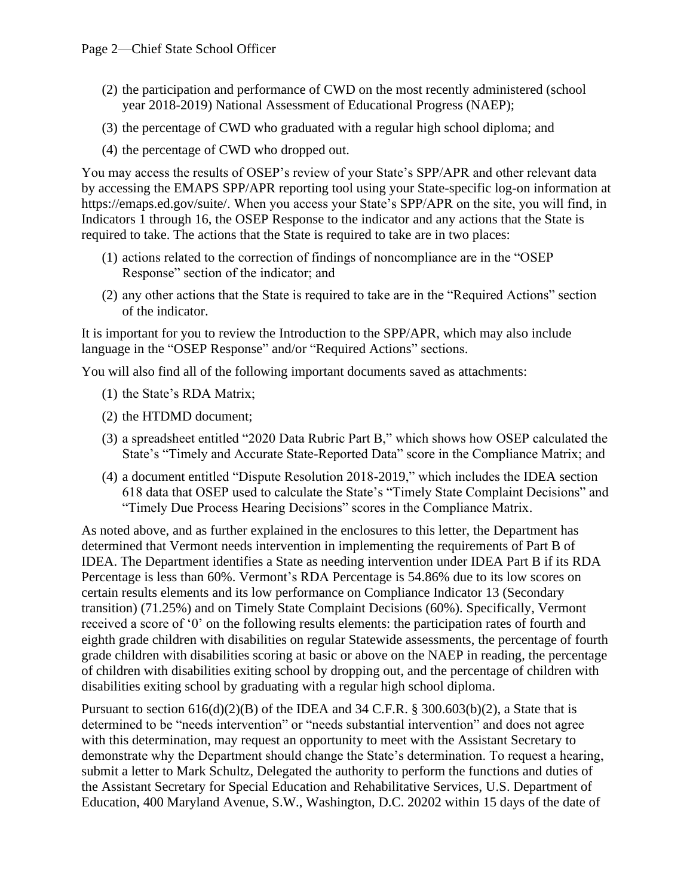(2) the participation and performance of CWD on the most recently administered (school year 2018-2019) National Assessment of Educational Progress (NAEP);

(3) the percentage of CWD who graduated with a regular high school diploma; and

(4) the percentage of CWD who dropped out.

You may access the results of OSEP's review of your State's SPP/APR and other relevant data by accessing the EMAPS SPP/APR reporting tool using your State-specific log-on information at https://emaps.ed.gov/suite/. When you access your State's SPP/APR on the site, you will find, in Indicators 1 through 16, the OSEP Response to the indicator and any actions that the State is required to take. The actions that the State is required to take are in two places:

(1) actions related to the correction of findings of noncompliance are in the "OSEP Response" section of the indicator; and

(2) any other actions that the State is required to take are in the "Required Actions" section of the indicator.

It is important for you to review the Introduction to the SPP/APR, which may also include language in the "OSEP Response" and/or "Required Actions" sections.

You will also find all of the following important documents saved as attachments:

(1) the State's RDA Matrix;

(2) the HTDMD document;

(3) a spreadsheet entitled "2020 Data Rubric Part B," which shows how OSEP calculated the State's "Timely and Accurate State-Reported Data" score in the Compliance Matrix; and

(4) a document entitled "Dispute Resolution 2018-2019," which includes the IDEA section 618 data that OSEP used to calculate the State's "Timely State Complaint Decisions" and "Timely Due Process Hearing Decisions" scores in the Compliance Matrix.

As noted above, and as further explained in the enclosures to this letter, the Department has determined that Vermont needs intervention in implementing the requirements of Part B of IDEA. The Department identifies a State as needing intervention under IDEA Part B if its RDA Percentage is less than 60%. Vermont's RDA Percentage is 54.86% due to its low scores on certain results elements and its low performance on Compliance Indicator 13 (Secondary transition) (71.25%) and on Timely State Complaint Decisions (60%). Specifically, Vermont received a score of '0' on the following results elements: the participation rates of fourth and eighth grade children with disabilities on regular Statewide assessments, the percentage of fourth grade children with disabilities scoring at basic or above on the NAEP in reading, the percentage of children with disabilities exiting school by dropping out, and the percentage of children with disabilities exiting school by graduating with a regular high school diploma.

Pursuant to section 616(d)(2)(B) of the IDEA and 34 C.F.R. § 300.603(b)(2), a State that is determined to be "needs intervention" or "needs substantial intervention" and does not agree with this determination, may request an opportunity to meet with the Assistant Secretary to demonstrate why the Department should change the State's determination. To request a hearing, submit a letter to Mark Schultz, Delegated the authority to perform the functions and duties of the Assistant Secretary for Special Education and Rehabilitative Services, U.S. Department of Education, 400 Maryland Avenue, S.W., Washington, D.C. 20202 within 15 days of the date of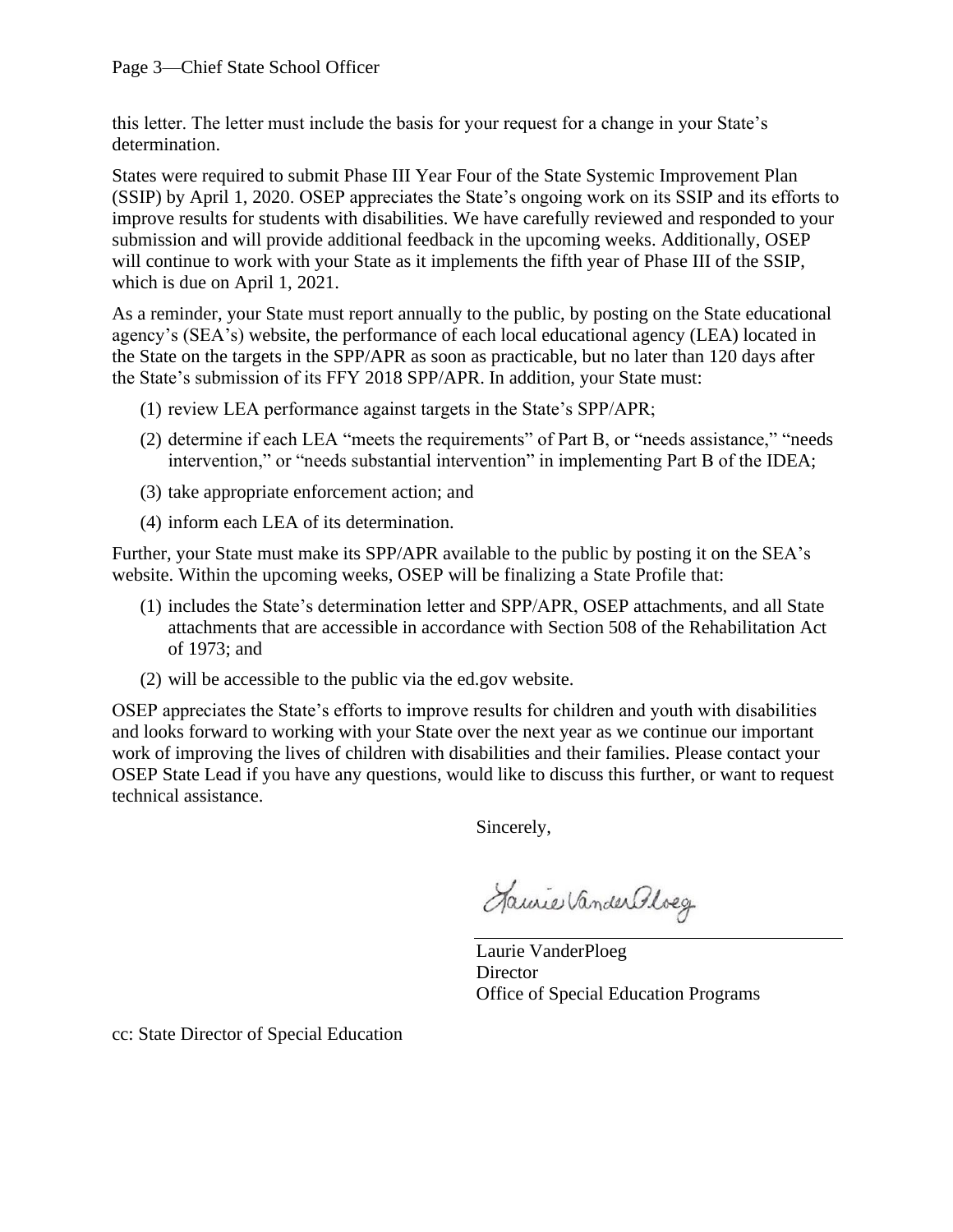this letter. The letter must include the basis for your request for a change in your State's determination.

States were required to submit Phase III Year Four of the State Systemic Improvement Plan (SSIP) by April 1, 2020. OSEP appreciates the State's ongoing work on its SSIP and its efforts to improve results for students with disabilities. We have carefully reviewed and responded to your submission and will provide additional feedback in the upcoming weeks. Additionally, OSEP will continue to work with your State as it implements the fifth year of Phase III of the SSIP, which is due on April 1, 2021.

As a reminder, your State must report annually to the public, by posting on the State educational agency's (SEA's) website, the performance of each local educational agency (LEA) located in the State on the targets in the SPP/APR as soon as practicable, but no later than 120 days after the State's submission of its FFY 2018 SPP/APR. In addition, your State must:

(1) review LEA performance against targets in the State's SPP/APR;

(2) determine if each LEA "meets the requirements" of Part B, or "needs assistance," "needs intervention," or "needs substantial intervention" in implementing Part B of the IDEA;

(3) take appropriate enforcement action; and

(4) inform each LEA of its determination.

Further, your State must make its SPP/APR available to the public by posting it on the SEA's website. Within the upcoming weeks, OSEP will be finalizing a State Profile that:

(1) includes the State's determination letter and SPP/APR, OSEP attachments, and all State attachments that are accessible in accordance with Section 508 of the Rehabilitation Act of 1973; and

(2) will be accessible to the public via the ed.gov website.

OSEP appreciates the State's efforts to improve results for children and youth with disabilities and looks forward to working with your State over the next year as we continue our important work of improving the lives of children with disabilities and their families. Please contact your OSEP State Lead if you have any questions, would like to discuss this further, or want to request technical assistance.

Sincerely,

Laurie VanderPloeg
Director
Office of Special Education Programs

cc: State Director of Special Education